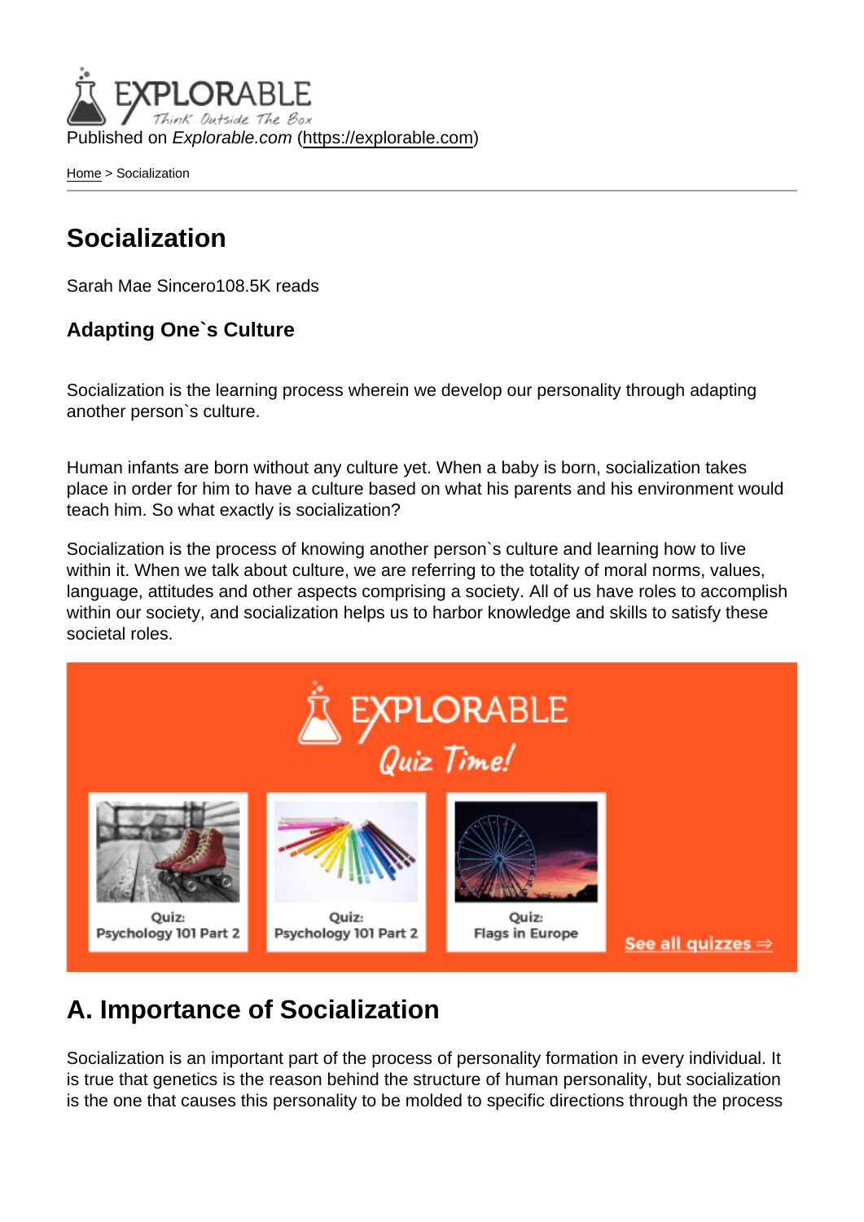Published on *Explorable.com* (https://explorable.com)

Home > Socialization

# Socialization

Sarah Mae Sincero108.5K reads

### Adapting One`s Culture

Socialization is the learning process wherein we develop our personality through adapting another person`s culture.

Human infants are born without any culture yet. When a baby is born, socialization takes place in order for him to have a culture based on what his parents and his environment would teach him. So what exactly is socialization?

Socialization is the process of knowing another person`s culture and learning how to live within it. When we talk about culture, we are referring to the totality of moral norms, values, language, attitudes and other aspects comprising a society. All of us have roles to accomplish within our society, and socialization helps us to harbor knowledge and skills to satisfy these societal roles.

## A. Importance of Socialization

Socialization is an important part of the process of personality formation in every individual. It is true that genetics is the reason behind the structure of human personality, but socialization is the one that causes this personality to be molded to specific directions through the process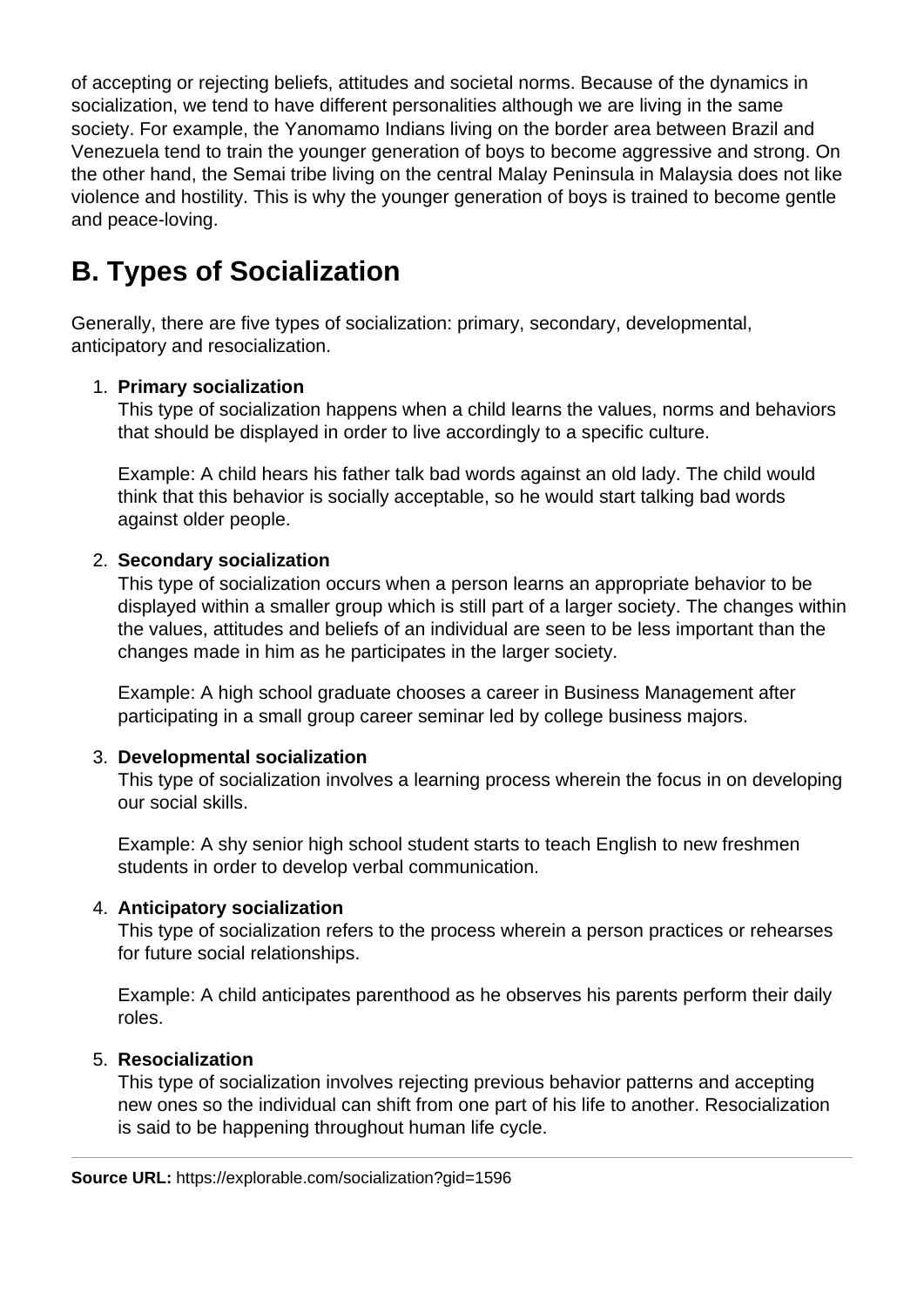of accepting or rejecting beliefs, attitudes and societal norms. Because of the dynamics in socialization, we tend to have different personalities although we are living in the same society. For example, the Yanomamo Indians living on the border area between Brazil and Venezuela tend to train the younger generation of boys to become aggressive and strong. On the other hand, the Semai tribe living on the central Malay Peninsula in Malaysia does not like violence and hostility. This is why the younger generation of boys is trained to become gentle and peace-loving.

## B. Types of Socialization

Generally, there are five types of socialization: primary, secondary, developmental, anticipatory and resocialization.

1. **Primary socialization**
   This type of socialization happens when a child learns the values, norms and behaviors that should be displayed in order to live accordingly to a specific culture.

   Example: A child hears his father talk bad words against an old lady. The child would think that this behavior is socially acceptable, so he would start talking bad words against older people.

2. **Secondary socialization**
   This type of socialization occurs when a person learns an appropriate behavior to be displayed within a smaller group which is still part of a larger society. The changes within the values, attitudes and beliefs of an individual are seen to be less important than the changes made in him as he participates in the larger society.

   Example: A high school graduate chooses a career in Business Management after participating in a small group career seminar led by college business majors.

3. **Developmental socialization**
   This type of socialization involves a learning process wherein the focus in on developing our social skills.

   Example: A shy senior high school student starts to teach English to new freshmen students in order to develop verbal communication.

4. **Anticipatory socialization**
   This type of socialization refers to the process wherein a person practices or rehearses for future social relationships.

   Example: A child anticipates parenthood as he observes his parents perform their daily roles.

5. **Resocialization**
   This type of socialization involves rejecting previous behavior patterns and accepting new ones so the individual can shift from one part of his life to another. Resocialization is said to be happening throughout human life cycle.

---

**Source URL:** https://explorable.com/socialization?gid=1596